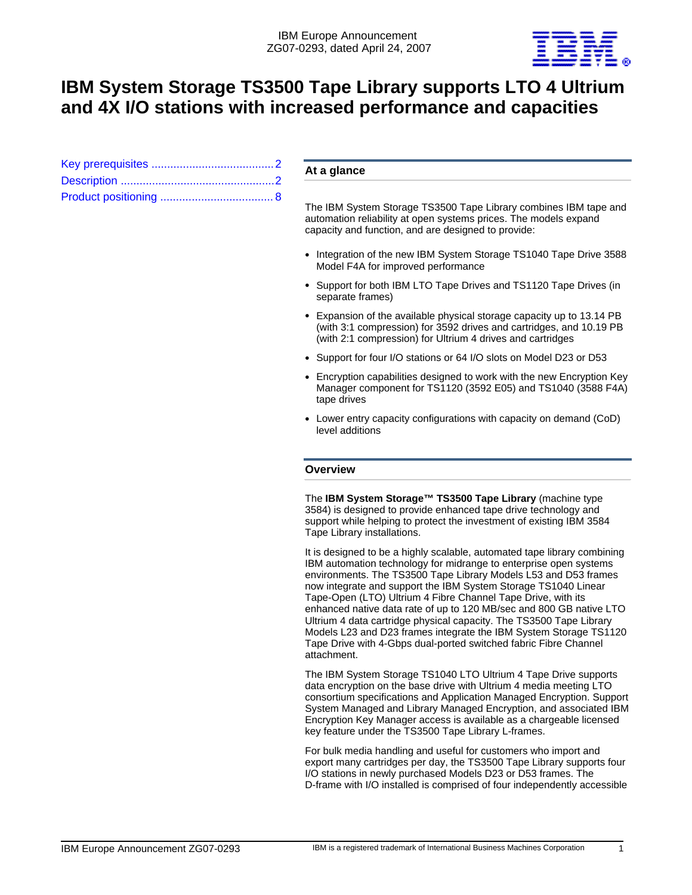IBM Europe Announcement
ZG07-0293, dated April 24, 2007

# IBM System Storage TS3500 Tape Library supports LTO 4 Ultrium and 4X I/O stations with increased performance and capacities

- Key prerequisites ....................................... 2
- Description ................................................. 2
- Product positioning .................................... 8

## At a glance

The IBM System Storage TS3500 Tape Library combines IBM tape and automation reliability at open systems prices. The models expand capacity and function, and are designed to provide:

- Integration of the new IBM System Storage TS1040 Tape Drive 3588 Model F4A for improved performance
- Support for both IBM LTO Tape Drives and TS1120 Tape Drives (in separate frames)
- Expansion of the available physical storage capacity up to 13.14 PB (with 3:1 compression) for 3592 drives and cartridges, and 10.19 PB (with 2:1 compression) for Ultrium 4 drives and cartridges
- Support for four I/O stations or 64 I/O slots on Model D23 or D53
- Encryption capabilities designed to work with the new Encryption Key Manager component for TS1120 (3592 E05) and TS1040 (3588 F4A) tape drives
- Lower entry capacity configurations with capacity on demand (CoD) level additions

## Overview

The **IBM System Storage™ TS3500 Tape Library** (machine type 3584) is designed to provide enhanced tape drive technology and support while helping to protect the investment of existing IBM 3584 Tape Library installations.

It is designed to be a highly scalable, automated tape library combining IBM automation technology for midrange to enterprise open systems environments. The TS3500 Tape Library Models L53 and D53 frames now integrate and support the IBM System Storage TS1040 Linear Tape-Open (LTO) Ultrium 4 Fibre Channel Tape Drive, with its enhanced native data rate of up to 120 MB/sec and 800 GB native LTO Ultrium 4 data cartridge physical capacity. The TS3500 Tape Library Models L23 and D23 frames integrate the IBM System Storage TS1120 Tape Drive with 4-Gbps dual-ported switched fabric Fibre Channel attachment.

The IBM System Storage TS1040 LTO Ultrium 4 Tape Drive supports data encryption on the base drive with Ultrium 4 media meeting LTO consortium specifications and Application Managed Encryption. Support System Managed and Library Managed Encryption, and associated IBM Encryption Key Manager access is available as a chargeable licensed key feature under the TS3500 Tape Library L-frames.

For bulk media handling and useful for customers who import and export many cartridges per day, the TS3500 Tape Library supports four I/O stations in newly purchased Models D23 or D53 frames. The D-frame with I/O installed is comprised of four independently accessible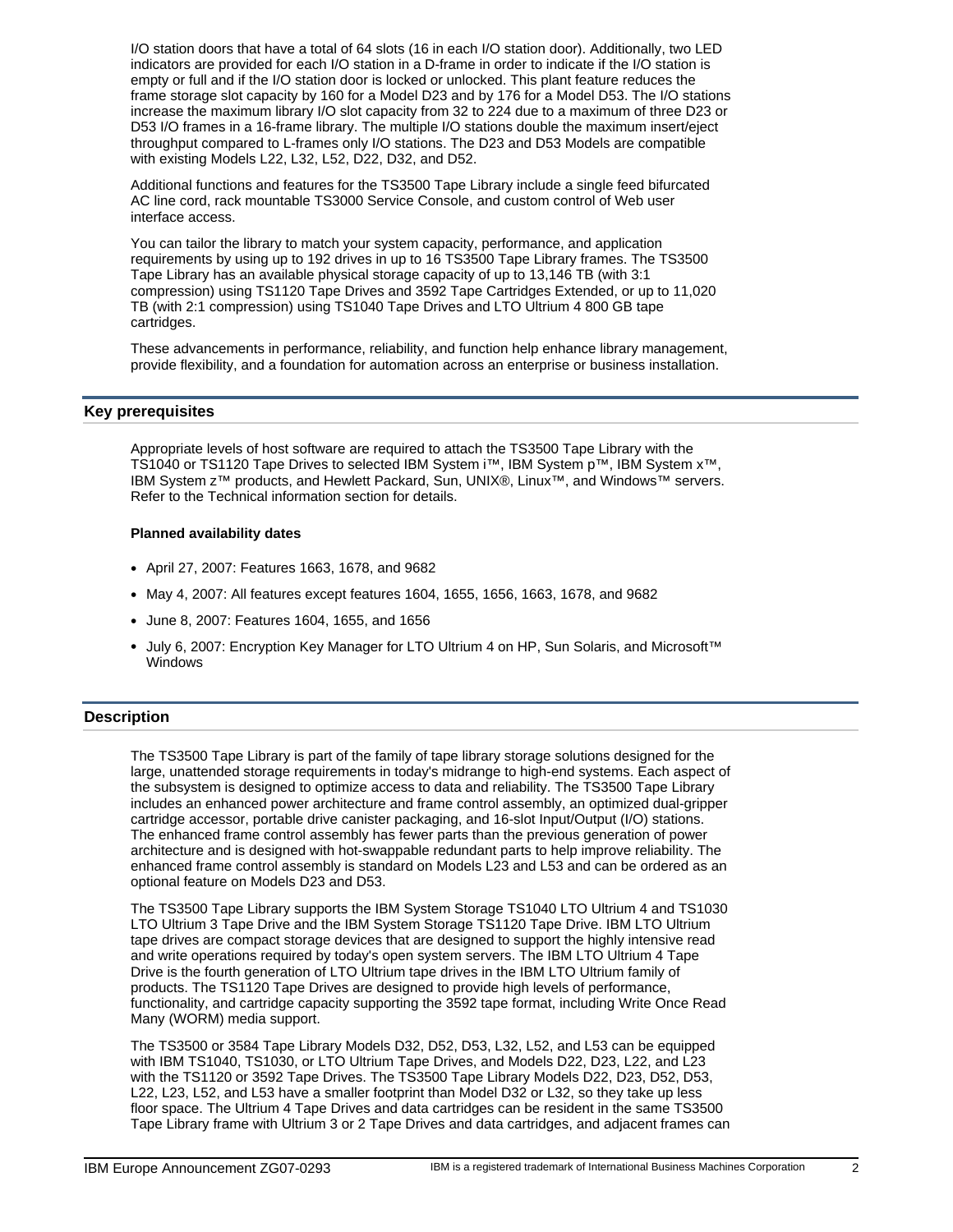I/O station doors that have a total of 64 slots (16 in each I/O station door). Additionally, two LED indicators are provided for each I/O station in a D-frame in order to indicate if the I/O station is empty or full and if the I/O station door is locked or unlocked. This plant feature reduces the frame storage slot capacity by 160 for a Model D23 and by 176 for a Model D53. The I/O stations increase the maximum library I/O slot capacity from 32 to 224 due to a maximum of three D23 or D53 I/O frames in a 16-frame library. The multiple I/O stations double the maximum insert/eject throughput compared to L-frames only I/O stations. The D23 and D53 Models are compatible with existing Models L22, L32, L52, D22, D32, and D52.

Additional functions and features for the TS3500 Tape Library include a single feed bifurcated AC line cord, rack mountable TS3000 Service Console, and custom control of Web user interface access.

You can tailor the library to match your system capacity, performance, and application requirements by using up to 192 drives in up to 16 TS3500 Tape Library frames. The TS3500 Tape Library has an available physical storage capacity of up to 13,146 TB (with 3:1 compression) using TS1120 Tape Drives and 3592 Tape Cartridges Extended, or up to 11,020 TB (with 2:1 compression) using TS1040 Tape Drives and LTO Ultrium 4 800 GB tape cartridges.

These advancements in performance, reliability, and function help enhance library management, provide flexibility, and a foundation for automation across an enterprise or business installation.

## Key prerequisites

Appropriate levels of host software are required to attach the TS3500 Tape Library with the TS1040 or TS1120 Tape Drives to selected IBM System i™, IBM System p™, IBM System x™, IBM System z™ products, and Hewlett Packard, Sun, UNIX®, Linux™, and Windows™ servers. Refer to the Technical information section for details.

**Planned availability dates**

- April 27, 2007: Features 1663, 1678, and 9682
- May 4, 2007: All features except features 1604, 1655, 1656, 1663, 1678, and 9682
- June 8, 2007: Features 1604, 1655, and 1656
- July 6, 2007: Encryption Key Manager for LTO Ultrium 4 on HP, Sun Solaris, and Microsoft™ Windows

## Description

The TS3500 Tape Library is part of the family of tape library storage solutions designed for the large, unattended storage requirements in today's midrange to high-end systems. Each aspect of the subsystem is designed to optimize access to data and reliability. The TS3500 Tape Library includes an enhanced power architecture and frame control assembly, an optimized dual-gripper cartridge accessor, portable drive canister packaging, and 16-slot Input/Output (I/O) stations. The enhanced frame control assembly has fewer parts than the previous generation of power architecture and is designed with hot-swappable redundant parts to help improve reliability. The enhanced frame control assembly is standard on Models L23 and L53 and can be ordered as an optional feature on Models D23 and D53.

The TS3500 Tape Library supports the IBM System Storage TS1040 LTO Ultrium 4 and TS1030 LTO Ultrium 3 Tape Drive and the IBM System Storage TS1120 Tape Drive. IBM LTO Ultrium tape drives are compact storage devices that are designed to support the highly intensive read and write operations required by today's open system servers. The IBM LTO Ultrium 4 Tape Drive is the fourth generation of LTO Ultrium tape drives in the IBM LTO Ultrium family of products. The TS1120 Tape Drives are designed to provide high levels of performance, functionality, and cartridge capacity supporting the 3592 tape format, including Write Once Read Many (WORM) media support.

The TS3500 or 3584 Tape Library Models D32, D52, D53, L32, L52, and L53 can be equipped with IBM TS1040, TS1030, or LTO Ultrium Tape Drives, and Models D22, D23, L22, and L23 with the TS1120 or 3592 Tape Drives. The TS3500 Tape Library Models D22, D23, D52, D53, L22, L23, L52, and L53 have a smaller footprint than Model D32 or L32, so they take up less floor space. The Ultrium 4 Tape Drives and data cartridges can be resident in the same TS3500 Tape Library frame with Ultrium 3 or 2 Tape Drives and data cartridges, and adjacent frames can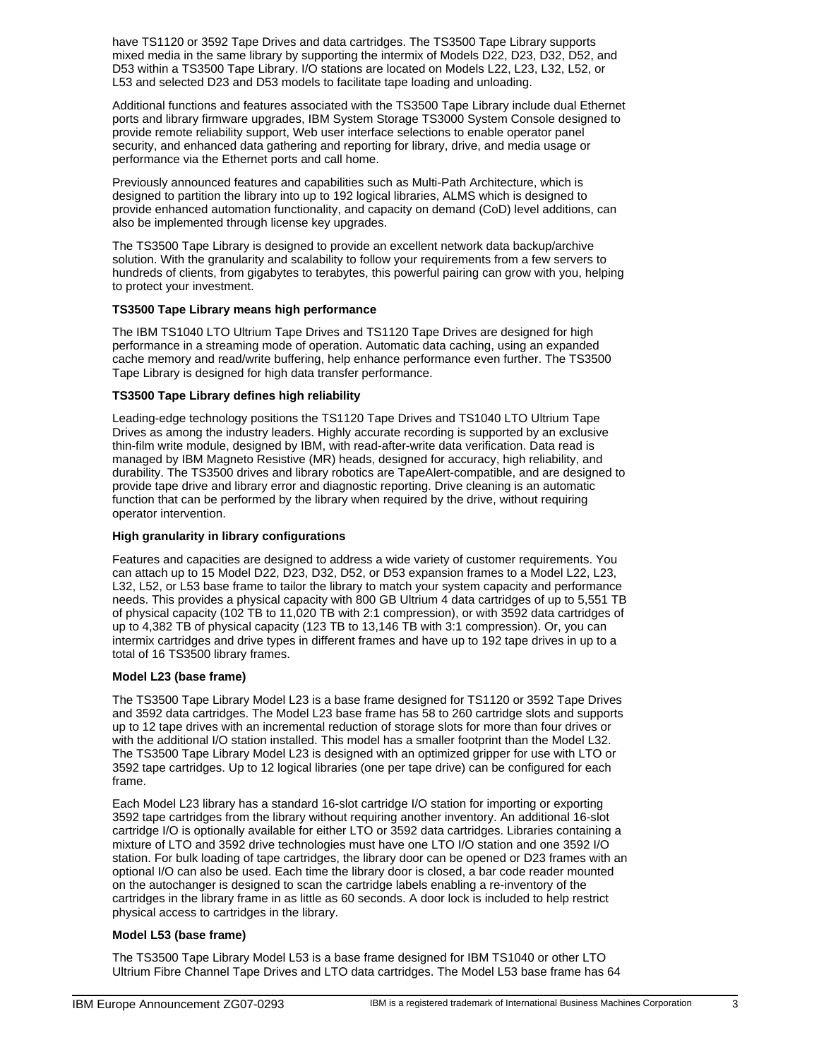have TS1120 or 3592 Tape Drives and data cartridges. The TS3500 Tape Library supports mixed media in the same library by supporting the intermix of Models D22, D23, D32, D52, and D53 within a TS3500 Tape Library. I/O stations are located on Models L22, L23, L32, L52, or L53 and selected D23 and D53 models to facilitate tape loading and unloading.

Additional functions and features associated with the TS3500 Tape Library include dual Ethernet ports and library firmware upgrades, IBM System Storage TS3000 System Console designed to provide remote reliability support, Web user interface selections to enable operator panel security, and enhanced data gathering and reporting for library, drive, and media usage or performance via the Ethernet ports and call home.

Previously announced features and capabilities such as Multi-Path Architecture, which is designed to partition the library into up to 192 logical libraries, ALMS which is designed to provide enhanced automation functionality, and capacity on demand (CoD) level additions, can also be implemented through license key upgrades.

The TS3500 Tape Library is designed to provide an excellent network data backup/archive solution. With the granularity and scalability to follow your requirements from a few servers to hundreds of clients, from gigabytes to terabytes, this powerful pairing can grow with you, helping to protect your investment.

**TS3500 Tape Library means high performance**

The IBM TS1040 LTO Ultrium Tape Drives and TS1120 Tape Drives are designed for high performance in a streaming mode of operation. Automatic data caching, using an expanded cache memory and read/write buffering, help enhance performance even further. The TS3500 Tape Library is designed for high data transfer performance.

**TS3500 Tape Library defines high reliability**

Leading-edge technology positions the TS1120 Tape Drives and TS1040 LTO Ultrium Tape Drives as among the industry leaders. Highly accurate recording is supported by an exclusive thin-film write module, designed by IBM, with read-after-write data verification. Data read is managed by IBM Magneto Resistive (MR) heads, designed for accuracy, high reliability, and durability. The TS3500 drives and library robotics are TapeAlert-compatible, and are designed to provide tape drive and library error and diagnostic reporting. Drive cleaning is an automatic function that can be performed by the library when required by the drive, without requiring operator intervention.

**High granularity in library configurations**

Features and capacities are designed to address a wide variety of customer requirements. You can attach up to 15 Model D22, D23, D32, D52, or D53 expansion frames to a Model L22, L23, L32, L52, or L53 base frame to tailor the library to match your system capacity and performance needs. This provides a physical capacity with 800 GB Ultrium 4 data cartridges of up to 5,551 TB of physical capacity (102 TB to 11,020 TB with 2:1 compression), or with 3592 data cartridges of up to 4,382 TB of physical capacity (123 TB to 13,146 TB with 3:1 compression). Or, you can intermix cartridges and drive types in different frames and have up to 192 tape drives in up to a total of 16 TS3500 library frames.

**Model L23 (base frame)**

The TS3500 Tape Library Model L23 is a base frame designed for TS1120 or 3592 Tape Drives and 3592 data cartridges. The Model L23 base frame has 58 to 260 cartridge slots and supports up to 12 tape drives with an incremental reduction of storage slots for more than four drives or with the additional I/O station installed. This model has a smaller footprint than the Model L32. The TS3500 Tape Library Model L23 is designed with an optimized gripper for use with LTO or 3592 tape cartridges. Up to 12 logical libraries (one per tape drive) can be configured for each frame.

Each Model L23 library has a standard 16-slot cartridge I/O station for importing or exporting 3592 tape cartridges from the library without requiring another inventory. An additional 16-slot cartridge I/O is optionally available for either LTO or 3592 data cartridges. Libraries containing a mixture of LTO and 3592 drive technologies must have one LTO I/O station and one 3592 I/O station. For bulk loading of tape cartridges, the library door can be opened or D23 frames with an optional I/O can also be used. Each time the library door is closed, a bar code reader mounted on the autochanger is designed to scan the cartridge labels enabling a re-inventory of the cartridges in the library frame in as little as 60 seconds. A door lock is included to help restrict physical access to cartridges in the library.

**Model L53 (base frame)**

The TS3500 Tape Library Model L53 is a base frame designed for IBM TS1040 or other LTO Ultrium Fibre Channel Tape Drives and LTO data cartridges. The Model L53 base frame has 64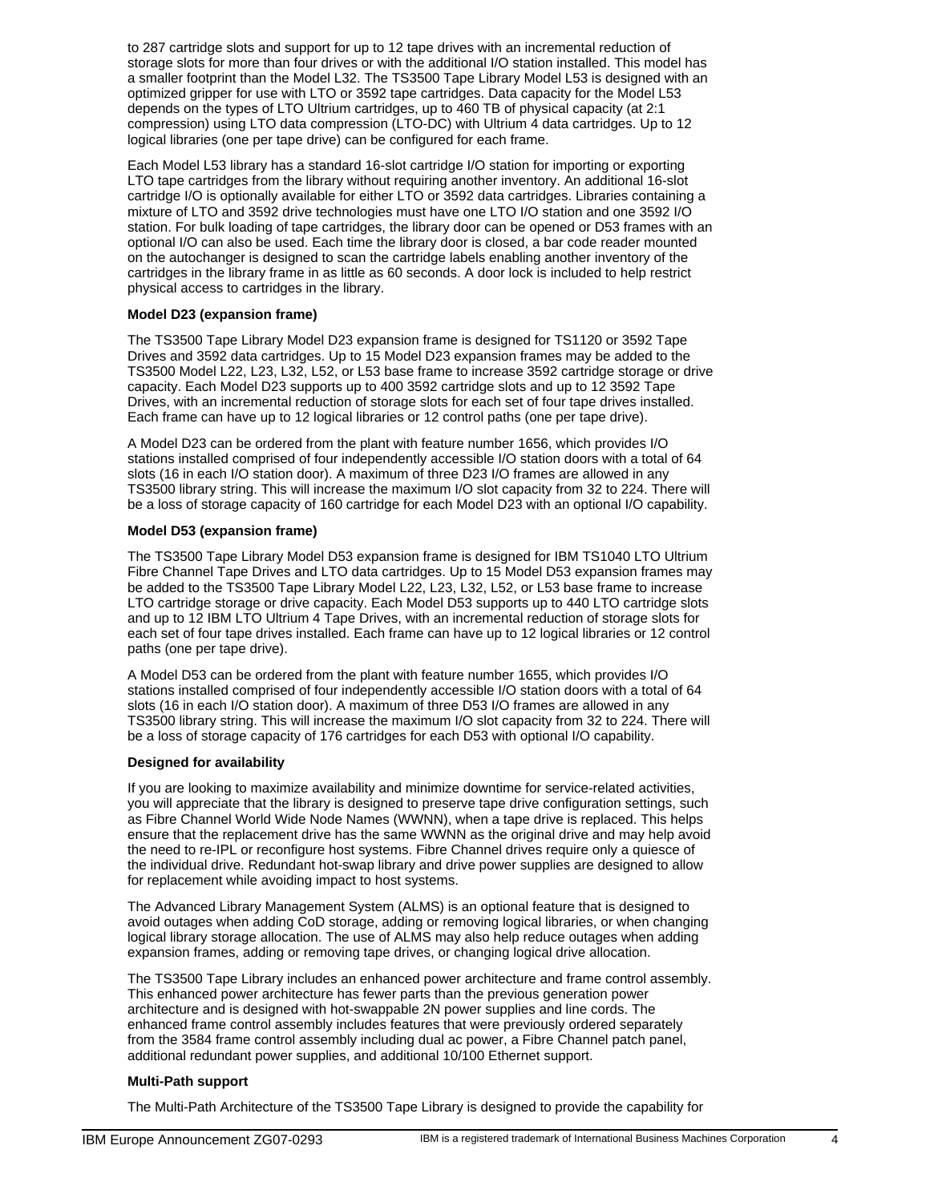to 287 cartridge slots and support for up to 12 tape drives with an incremental reduction of storage slots for more than four drives or with the additional I/O station installed. This model has a smaller footprint than the Model L32. The TS3500 Tape Library Model L53 is designed with an optimized gripper for use with LTO or 3592 tape cartridges. Data capacity for the Model L53 depends on the types of LTO Ultrium cartridges, up to 460 TB of physical capacity (at 2:1 compression) using LTO data compression (LTO-DC) with Ultrium 4 data cartridges. Up to 12 logical libraries (one per tape drive) can be configured for each frame.

Each Model L53 library has a standard 16-slot cartridge I/O station for importing or exporting LTO tape cartridges from the library without requiring another inventory. An additional 16-slot cartridge I/O is optionally available for either LTO or 3592 data cartridges. Libraries containing a mixture of LTO and 3592 drive technologies must have one LTO I/O station and one 3592 I/O station. For bulk loading of tape cartridges, the library door can be opened or D53 frames with an optional I/O can also be used. Each time the library door is closed, a bar code reader mounted on the autochanger is designed to scan the cartridge labels enabling another inventory of the cartridges in the library frame in as little as 60 seconds. A door lock is included to help restrict physical access to cartridges in the library.

**Model D23 (expansion frame)**

The TS3500 Tape Library Model D23 expansion frame is designed for TS1120 or 3592 Tape Drives and 3592 data cartridges. Up to 15 Model D23 expansion frames may be added to the TS3500 Model L22, L23, L32, L52, or L53 base frame to increase 3592 cartridge storage or drive capacity. Each Model D23 supports up to 400 3592 cartridge slots and up to 12 3592 Tape Drives, with an incremental reduction of storage slots for each set of four tape drives installed. Each frame can have up to 12 logical libraries or 12 control paths (one per tape drive).

A Model D23 can be ordered from the plant with feature number 1656, which provides I/O stations installed comprised of four independently accessible I/O station doors with a total of 64 slots (16 in each I/O station door). A maximum of three D23 I/O frames are allowed in any TS3500 library string. This will increase the maximum I/O slot capacity from 32 to 224. There will be a loss of storage capacity of 160 cartridge for each Model D23 with an optional I/O capability.

**Model D53 (expansion frame)**

The TS3500 Tape Library Model D53 expansion frame is designed for IBM TS1040 LTO Ultrium Fibre Channel Tape Drives and LTO data cartridges. Up to 15 Model D53 expansion frames may be added to the TS3500 Tape Library Model L22, L23, L32, L52, or L53 base frame to increase LTO cartridge storage or drive capacity. Each Model D53 supports up to 440 LTO cartridge slots and up to 12 IBM LTO Ultrium 4 Tape Drives, with an incremental reduction of storage slots for each set of four tape drives installed. Each frame can have up to 12 logical libraries or 12 control paths (one per tape drive).

A Model D53 can be ordered from the plant with feature number 1655, which provides I/O stations installed comprised of four independently accessible I/O station doors with a total of 64 slots (16 in each I/O station door). A maximum of three D53 I/O frames are allowed in any TS3500 library string. This will increase the maximum I/O slot capacity from 32 to 224. There will be a loss of storage capacity of 176 cartridges for each D53 with optional I/O capability.

**Designed for availability**

If you are looking to maximize availability and minimize downtime for service-related activities, you will appreciate that the library is designed to preserve tape drive configuration settings, such as Fibre Channel World Wide Node Names (WWNN), when a tape drive is replaced. This helps ensure that the replacement drive has the same WWNN as the original drive and may help avoid the need to re-IPL or reconfigure host systems. Fibre Channel drives require only a quiesce of the individual drive. Redundant hot-swap library and drive power supplies are designed to allow for replacement while avoiding impact to host systems.

The Advanced Library Management System (ALMS) is an optional feature that is designed to avoid outages when adding CoD storage, adding or removing logical libraries, or when changing logical library storage allocation. The use of ALMS may also help reduce outages when adding expansion frames, adding or removing tape drives, or changing logical drive allocation.

The TS3500 Tape Library includes an enhanced power architecture and frame control assembly. This enhanced power architecture has fewer parts than the previous generation power architecture and is designed with hot-swappable 2N power supplies and line cords. The enhanced frame control assembly includes features that were previously ordered separately from the 3584 frame control assembly including dual ac power, a Fibre Channel patch panel, additional redundant power supplies, and additional 10/100 Ethernet support.

**Multi-Path support**

The Multi-Path Architecture of the TS3500 Tape Library is designed to provide the capability for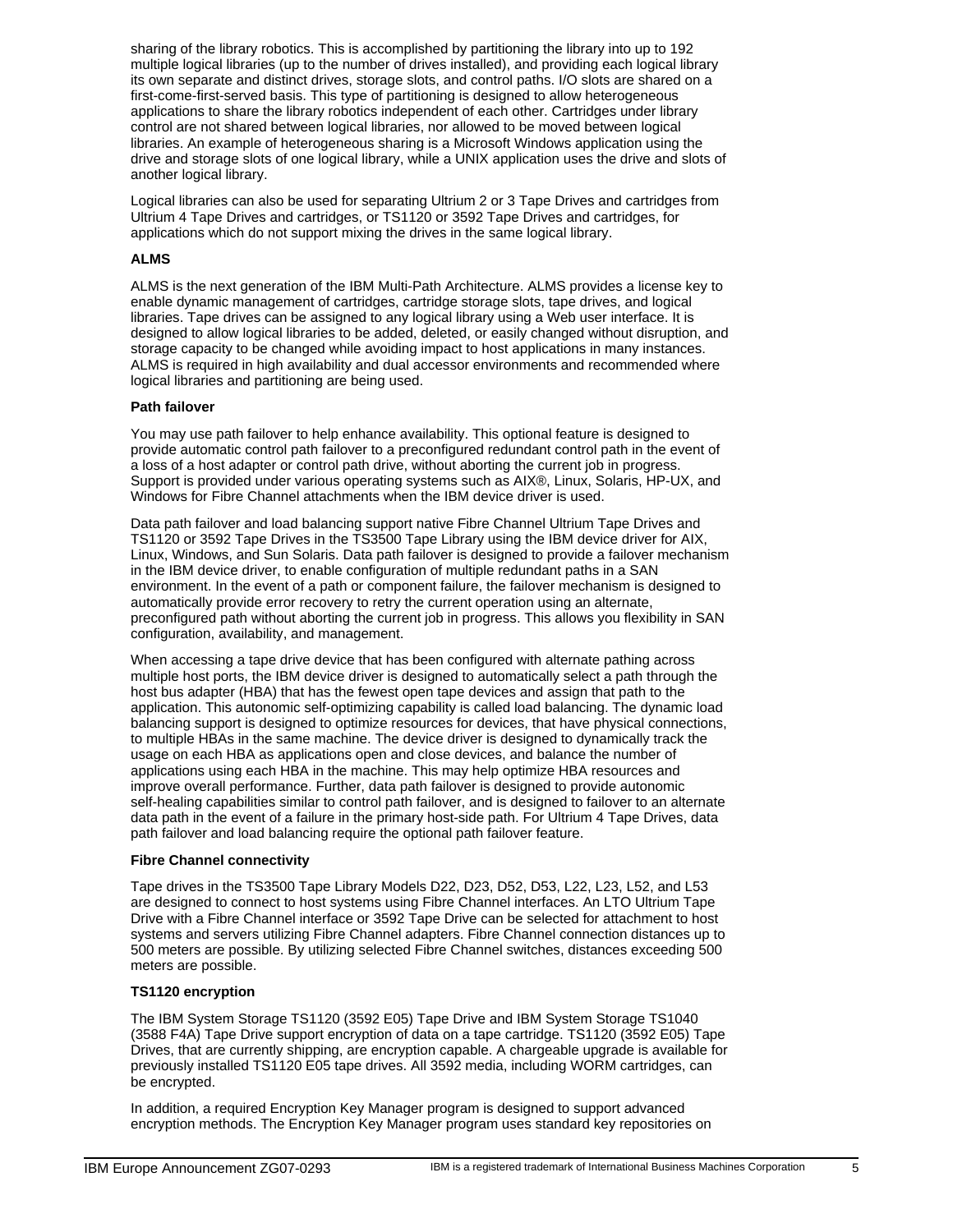sharing of the library robotics. This is accomplished by partitioning the library into up to 192 multiple logical libraries (up to the number of drives installed), and providing each logical library its own separate and distinct drives, storage slots, and control paths. I/O slots are shared on a first-come-first-served basis. This type of partitioning is designed to allow heterogeneous applications to share the library robotics independent of each other. Cartridges under library control are not shared between logical libraries, nor allowed to be moved between logical libraries. An example of heterogeneous sharing is a Microsoft Windows application using the drive and storage slots of one logical library, while a UNIX application uses the drive and slots of another logical library.

Logical libraries can also be used for separating Ultrium 2 or 3 Tape Drives and cartridges from Ultrium 4 Tape Drives and cartridges, or TS1120 or 3592 Tape Drives and cartridges, for applications which do not support mixing the drives in the same logical library.

**ALMS**

ALMS is the next generation of the IBM Multi-Path Architecture. ALMS provides a license key to enable dynamic management of cartridges, cartridge storage slots, tape drives, and logical libraries. Tape drives can be assigned to any logical library using a Web user interface. It is designed to allow logical libraries to be added, deleted, or easily changed without disruption, and storage capacity to be changed while avoiding impact to host applications in many instances. ALMS is required in high availability and dual accessor environments and recommended where logical libraries and partitioning are being used.

**Path failover**

You may use path failover to help enhance availability. This optional feature is designed to provide automatic control path failover to a preconfigured redundant control path in the event of a loss of a host adapter or control path drive, without aborting the current job in progress. Support is provided under various operating systems such as AIX®, Linux, Solaris, HP-UX, and Windows for Fibre Channel attachments when the IBM device driver is used.

Data path failover and load balancing support native Fibre Channel Ultrium Tape Drives and TS1120 or 3592 Tape Drives in the TS3500 Tape Library using the IBM device driver for AIX, Linux, Windows, and Sun Solaris. Data path failover is designed to provide a failover mechanism in the IBM device driver, to enable configuration of multiple redundant paths in a SAN environment. In the event of a path or component failure, the failover mechanism is designed to automatically provide error recovery to retry the current operation using an alternate, preconfigured path without aborting the current job in progress. This allows you flexibility in SAN configuration, availability, and management.

When accessing a tape drive device that has been configured with alternate pathing across multiple host ports, the IBM device driver is designed to automatically select a path through the host bus adapter (HBA) that has the fewest open tape devices and assign that path to the application. This autonomic self-optimizing capability is called load balancing. The dynamic load balancing support is designed to optimize resources for devices, that have physical connections, to multiple HBAs in the same machine. The device driver is designed to dynamically track the usage on each HBA as applications open and close devices, and balance the number of applications using each HBA in the machine. This may help optimize HBA resources and improve overall performance. Further, data path failover is designed to provide autonomic self-healing capabilities similar to control path failover, and is designed to failover to an alternate data path in the event of a failure in the primary host-side path. For Ultrium 4 Tape Drives, data path failover and load balancing require the optional path failover feature.

**Fibre Channel connectivity**

Tape drives in the TS3500 Tape Library Models D22, D23, D52, D53, L22, L23, L52, and L53 are designed to connect to host systems using Fibre Channel interfaces. An LTO Ultrium Tape Drive with a Fibre Channel interface or 3592 Tape Drive can be selected for attachment to host systems and servers utilizing Fibre Channel adapters. Fibre Channel connection distances up to 500 meters are possible. By utilizing selected Fibre Channel switches, distances exceeding 500 meters are possible.

**TS1120 encryption**

The IBM System Storage TS1120 (3592 E05) Tape Drive and IBM System Storage TS1040 (3588 F4A) Tape Drive support encryption of data on a tape cartridge. TS1120 (3592 E05) Tape Drives, that are currently shipping, are encryption capable. A chargeable upgrade is available for previously installed TS1120 E05 tape drives. All 3592 media, including WORM cartridges, can be encrypted.

In addition, a required Encryption Key Manager program is designed to support advanced encryption methods. The Encryption Key Manager program uses standard key repositories on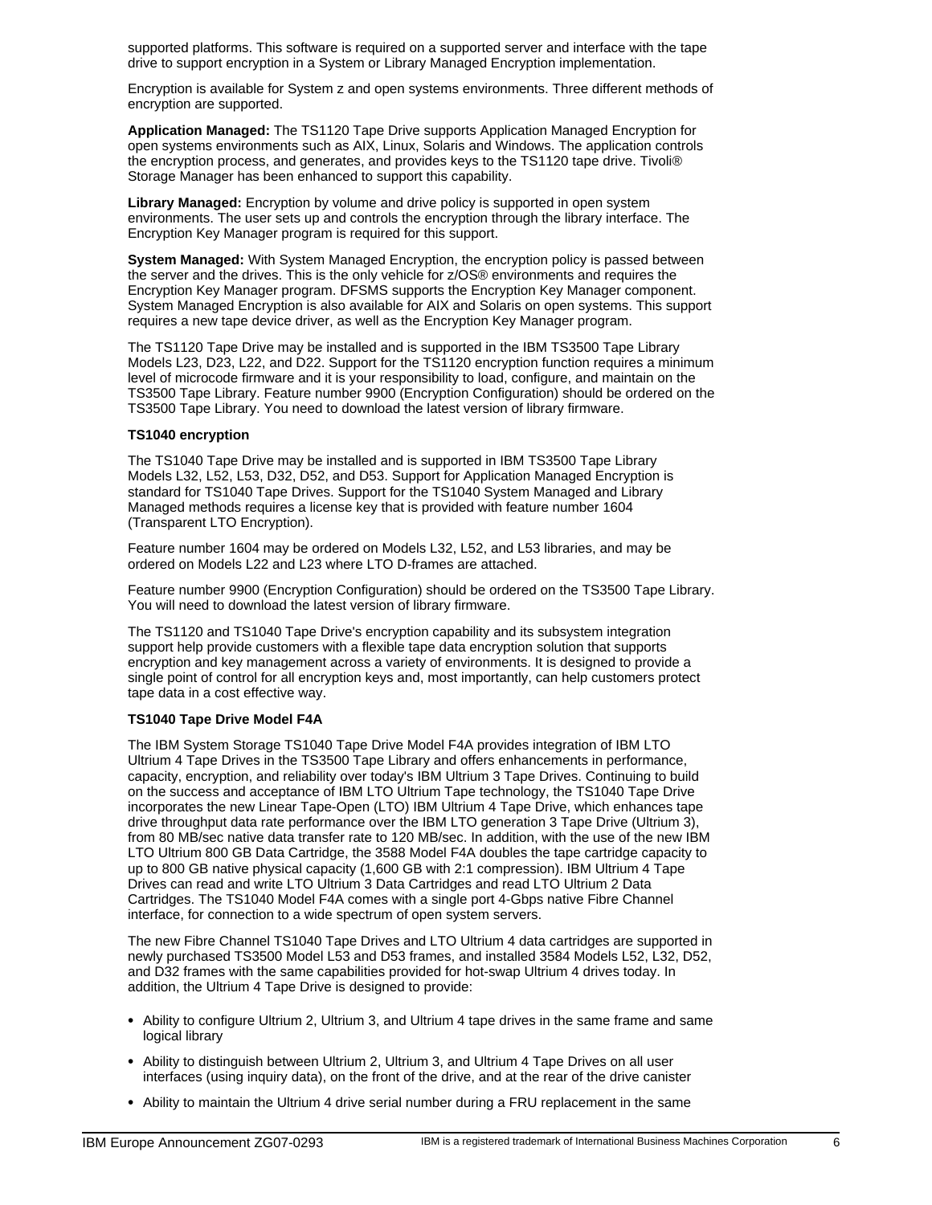supported platforms. This software is required on a supported server and interface with the tape drive to support encryption in a System or Library Managed Encryption implementation.

Encryption is available for System z and open systems environments. Three different methods of encryption are supported.

**Application Managed:** The TS1120 Tape Drive supports Application Managed Encryption for open systems environments such as AIX, Linux, Solaris and Windows. The application controls the encryption process, and generates, and provides keys to the TS1120 tape drive. Tivoli® Storage Manager has been enhanced to support this capability.

**Library Managed:** Encryption by volume and drive policy is supported in open system environments. The user sets up and controls the encryption through the library interface. The Encryption Key Manager program is required for this support.

**System Managed:** With System Managed Encryption, the encryption policy is passed between the server and the drives. This is the only vehicle for z/OS® environments and requires the Encryption Key Manager program. DFSMS supports the Encryption Key Manager component. System Managed Encryption is also available for AIX and Solaris on open systems. This support requires a new tape device driver, as well as the Encryption Key Manager program.

The TS1120 Tape Drive may be installed and is supported in the IBM TS3500 Tape Library Models L23, D23, L22, and D22. Support for the TS1120 encryption function requires a minimum level of microcode firmware and it is your responsibility to load, configure, and maintain on the TS3500 Tape Library. Feature number 9900 (Encryption Configuration) should be ordered on the TS3500 Tape Library. You need to download the latest version of library firmware.

**TS1040 encryption**

The TS1040 Tape Drive may be installed and is supported in IBM TS3500 Tape Library Models L32, L52, L53, D32, D52, and D53. Support for Application Managed Encryption is standard for TS1040 Tape Drives. Support for the TS1040 System Managed and Library Managed methods requires a license key that is provided with feature number 1604 (Transparent LTO Encryption).

Feature number 1604 may be ordered on Models L32, L52, and L53 libraries, and may be ordered on Models L22 and L23 where LTO D-frames are attached.

Feature number 9900 (Encryption Configuration) should be ordered on the TS3500 Tape Library. You will need to download the latest version of library firmware.

The TS1120 and TS1040 Tape Drive's encryption capability and its subsystem integration support help provide customers with a flexible tape data encryption solution that supports encryption and key management across a variety of environments. It is designed to provide a single point of control for all encryption keys and, most importantly, can help customers protect tape data in a cost effective way.

**TS1040 Tape Drive Model F4A**

The IBM System Storage TS1040 Tape Drive Model F4A provides integration of IBM LTO Ultrium 4 Tape Drives in the TS3500 Tape Library and offers enhancements in performance, capacity, encryption, and reliability over today's IBM Ultrium 3 Tape Drives. Continuing to build on the success and acceptance of IBM LTO Ultrium Tape technology, the TS1040 Tape Drive incorporates the new Linear Tape-Open (LTO) IBM Ultrium 4 Tape Drive, which enhances tape drive throughput data rate performance over the IBM LTO generation 3 Tape Drive (Ultrium 3), from 80 MB/sec native data transfer rate to 120 MB/sec. In addition, with the use of the new IBM LTO Ultrium 800 GB Data Cartridge, the 3588 Model F4A doubles the tape cartridge capacity to up to 800 GB native physical capacity (1,600 GB with 2:1 compression). IBM Ultrium 4 Tape Drives can read and write LTO Ultrium 3 Data Cartridges and read LTO Ultrium 2 Data Cartridges. The TS1040 Model F4A comes with a single port 4-Gbps native Fibre Channel interface, for connection to a wide spectrum of open system servers.

The new Fibre Channel TS1040 Tape Drives and LTO Ultrium 4 data cartridges are supported in newly purchased TS3500 Model L53 and D53 frames, and installed 3584 Models L52, L32, D52, and D32 frames with the same capabilities provided for hot-swap Ultrium 4 drives today. In addition, the Ultrium 4 Tape Drive is designed to provide:

- Ability to configure Ultrium 2, Ultrium 3, and Ultrium 4 tape drives in the same frame and same logical library
- Ability to distinguish between Ultrium 2, Ultrium 3, and Ultrium 4 Tape Drives on all user interfaces (using inquiry data), on the front of the drive, and at the rear of the drive canister
- Ability to maintain the Ultrium 4 drive serial number during a FRU replacement in the same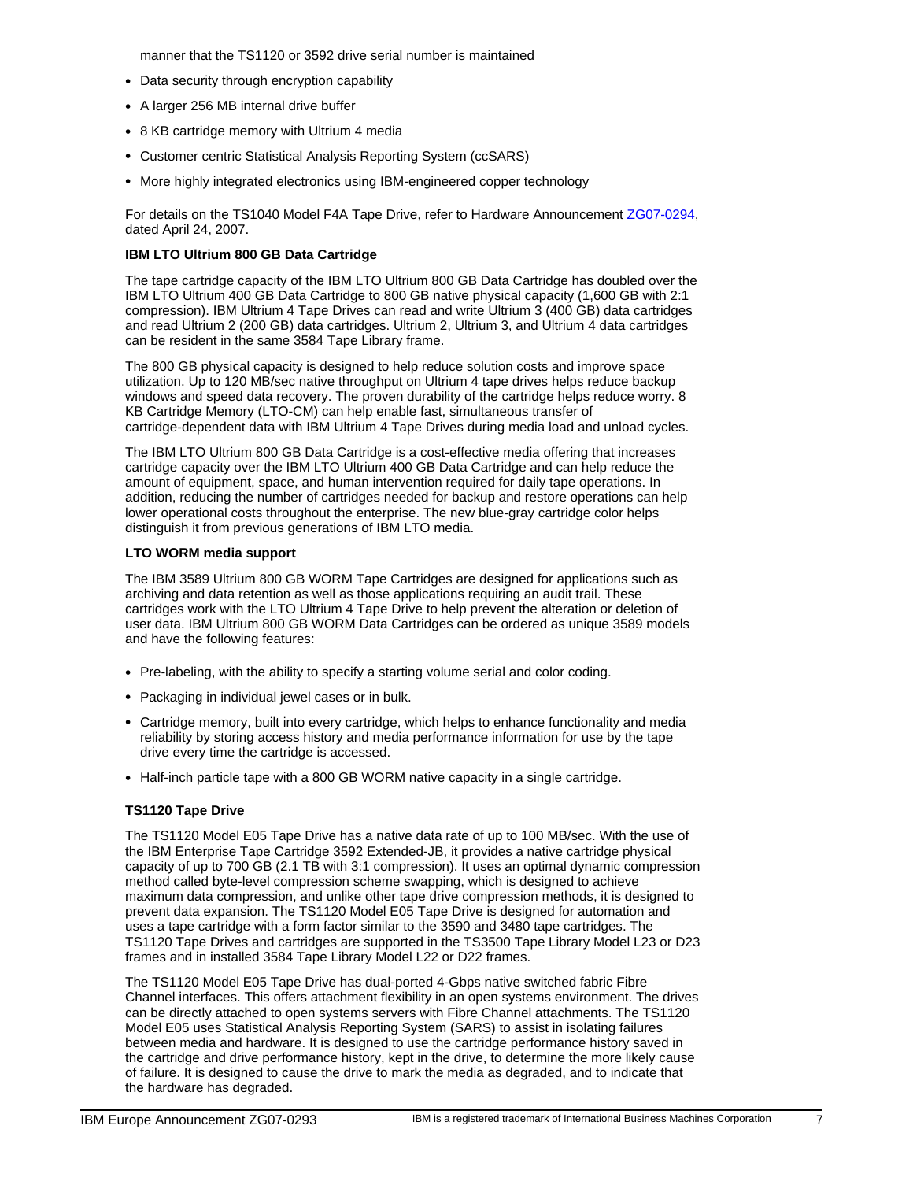manner that the TS1120 or 3592 drive serial number is maintained

- Data security through encryption capability
- A larger 256 MB internal drive buffer
- 8 KB cartridge memory with Ultrium 4 media
- Customer centric Statistical Analysis Reporting System (ccSARS)
- More highly integrated electronics using IBM-engineered copper technology

For details on the TS1040 Model F4A Tape Drive, refer to Hardware Announcement ZG07-0294, dated April 24, 2007.

**IBM LTO Ultrium 800 GB Data Cartridge**

The tape cartridge capacity of the IBM LTO Ultrium 800 GB Data Cartridge has doubled over the IBM LTO Ultrium 400 GB Data Cartridge to 800 GB native physical capacity (1,600 GB with 2:1 compression). IBM Ultrium 4 Tape Drives can read and write Ultrium 3 (400 GB) data cartridges and read Ultrium 2 (200 GB) data cartridges. Ultrium 2, Ultrium 3, and Ultrium 4 data cartridges can be resident in the same 3584 Tape Library frame.

The 800 GB physical capacity is designed to help reduce solution costs and improve space utilization. Up to 120 MB/sec native throughput on Ultrium 4 tape drives helps reduce backup windows and speed data recovery. The proven durability of the cartridge helps reduce worry. 8 KB Cartridge Memory (LTO-CM) can help enable fast, simultaneous transfer of cartridge-dependent data with IBM Ultrium 4 Tape Drives during media load and unload cycles.

The IBM LTO Ultrium 800 GB Data Cartridge is a cost-effective media offering that increases cartridge capacity over the IBM LTO Ultrium 400 GB Data Cartridge and can help reduce the amount of equipment, space, and human intervention required for daily tape operations. In addition, reducing the number of cartridges needed for backup and restore operations can help lower operational costs throughout the enterprise. The new blue-gray cartridge color helps distinguish it from previous generations of IBM LTO media.

**LTO WORM media support**

The IBM 3589 Ultrium 800 GB WORM Tape Cartridges are designed for applications such as archiving and data retention as well as those applications requiring an audit trail. These cartridges work with the LTO Ultrium 4 Tape Drive to help prevent the alteration or deletion of user data. IBM Ultrium 800 GB WORM Data Cartridges can be ordered as unique 3589 models and have the following features:

- Pre-labeling, with the ability to specify a starting volume serial and color coding.
- Packaging in individual jewel cases or in bulk.
- Cartridge memory, built into every cartridge, which helps to enhance functionality and media reliability by storing access history and media performance information for use by the tape drive every time the cartridge is accessed.
- Half-inch particle tape with a 800 GB WORM native capacity in a single cartridge.

**TS1120 Tape Drive**

The TS1120 Model E05 Tape Drive has a native data rate of up to 100 MB/sec. With the use of the IBM Enterprise Tape Cartridge 3592 Extended-JB, it provides a native cartridge physical capacity of up to 700 GB (2.1 TB with 3:1 compression). It uses an optimal dynamic compression method called byte-level compression scheme swapping, which is designed to achieve maximum data compression, and unlike other tape drive compression methods, it is designed to prevent data expansion. The TS1120 Model E05 Tape Drive is designed for automation and uses a tape cartridge with a form factor similar to the 3590 and 3480 tape cartridges. The TS1120 Tape Drives and cartridges are supported in the TS3500 Tape Library Model L23 or D23 frames and in installed 3584 Tape Library Model L22 or D22 frames.

The TS1120 Model E05 Tape Drive has dual-ported 4-Gbps native switched fabric Fibre Channel interfaces. This offers attachment flexibility in an open systems environment. The drives can be directly attached to open systems servers with Fibre Channel attachments. The TS1120 Model E05 uses Statistical Analysis Reporting System (SARS) to assist in isolating failures between media and hardware. It is designed to use the cartridge performance history saved in the cartridge and drive performance history, kept in the drive, to determine the more likely cause of failure. It is designed to cause the drive to mark the media as degraded, and to indicate that the hardware has degraded.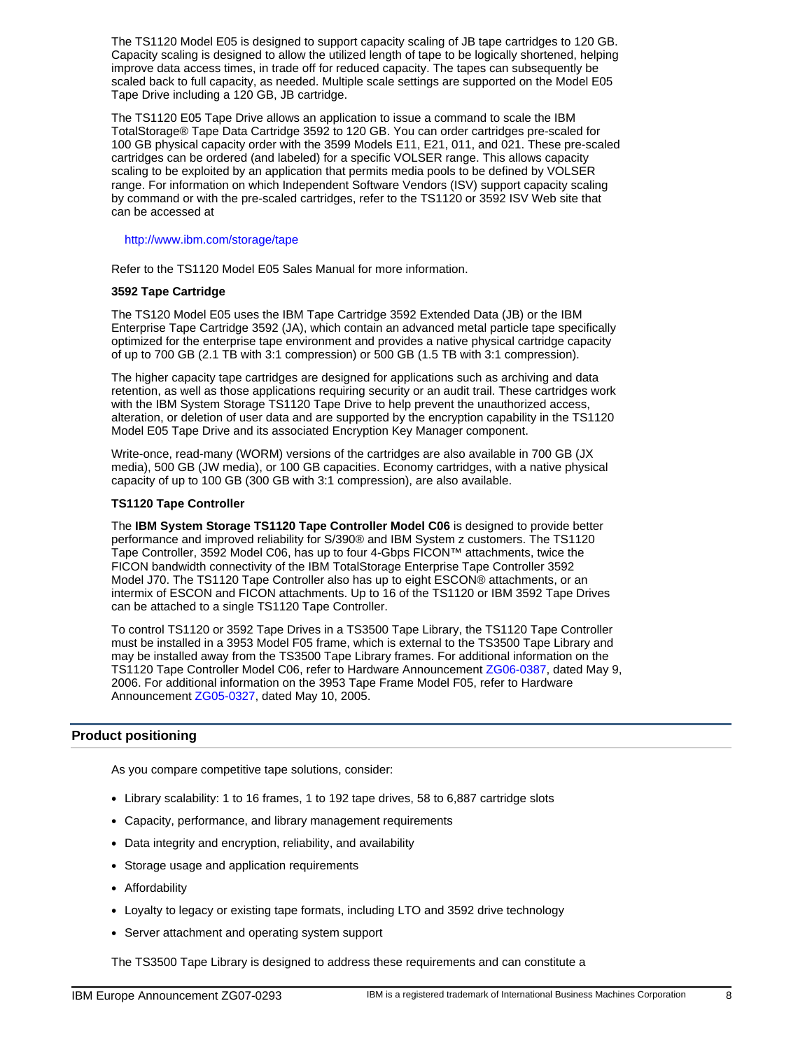The TS1120 Model E05 is designed to support capacity scaling of JB tape cartridges to 120 GB. Capacity scaling is designed to allow the utilized length of tape to be logically shortened, helping improve data access times, in trade off for reduced capacity. The tapes can subsequently be scaled back to full capacity, as needed. Multiple scale settings are supported on the Model E05 Tape Drive including a 120 GB, JB cartridge.

The TS1120 E05 Tape Drive allows an application to issue a command to scale the IBM TotalStorage® Tape Data Cartridge 3592 to 120 GB. You can order cartridges pre-scaled for 100 GB physical capacity order with the 3599 Models E11, E21, 011, and 021. These pre-scaled cartridges can be ordered (and labeled) for a specific VOLSER range. This allows capacity scaling to be exploited by an application that permits media pools to be defined by VOLSER range. For information on which Independent Software Vendors (ISV) support capacity scaling by command or with the pre-scaled cartridges, refer to the TS1120 or 3592 ISV Web site that can be accessed at

http://www.ibm.com/storage/tape

Refer to the TS1120 Model E05 Sales Manual for more information.

**3592 Tape Cartridge**

The TS120 Model E05 uses the IBM Tape Cartridge 3592 Extended Data (JB) or the IBM Enterprise Tape Cartridge 3592 (JA), which contain an advanced metal particle tape specifically optimized for the enterprise tape environment and provides a native physical cartridge capacity of up to 700 GB (2.1 TB with 3:1 compression) or 500 GB (1.5 TB with 3:1 compression).

The higher capacity tape cartridges are designed for applications such as archiving and data retention, as well as those applications requiring security or an audit trail. These cartridges work with the IBM System Storage TS1120 Tape Drive to help prevent the unauthorized access, alteration, or deletion of user data and are supported by the encryption capability in the TS1120 Model E05 Tape Drive and its associated Encryption Key Manager component.

Write-once, read-many (WORM) versions of the cartridges are also available in 700 GB (JX media), 500 GB (JW media), or 100 GB capacities. Economy cartridges, with a native physical capacity of up to 100 GB (300 GB with 3:1 compression), are also available.

**TS1120 Tape Controller**

The **IBM System Storage TS1120 Tape Controller Model C06** is designed to provide better performance and improved reliability for S/390® and IBM System z customers. The TS1120 Tape Controller, 3592 Model C06, has up to four 4-Gbps FICON™ attachments, twice the FICON bandwidth connectivity of the IBM TotalStorage Enterprise Tape Controller 3592 Model J70. The TS1120 Tape Controller also has up to eight ESCON® attachments, or an intermix of ESCON and FICON attachments. Up to 16 of the TS1120 or IBM 3592 Tape Drives can be attached to a single TS1120 Tape Controller.

To control TS1120 or 3592 Tape Drives in a TS3500 Tape Library, the TS1120 Tape Controller must be installed in a 3953 Model F05 frame, which is external to the TS3500 Tape Library and may be installed away from the TS3500 Tape Library frames. For additional information on the TS1120 Tape Controller Model C06, refer to Hardware Announcement ZG06-0387, dated May 9, 2006. For additional information on the 3953 Tape Frame Model F05, refer to Hardware Announcement ZG05-0327, dated May 10, 2005.

## Product positioning

As you compare competitive tape solutions, consider:

- Library scalability: 1 to 16 frames, 1 to 192 tape drives, 58 to 6,887 cartridge slots
- Capacity, performance, and library management requirements
- Data integrity and encryption, reliability, and availability
- Storage usage and application requirements
- Affordability
- Loyalty to legacy or existing tape formats, including LTO and 3592 drive technology
- Server attachment and operating system support

The TS3500 Tape Library is designed to address these requirements and can constitute a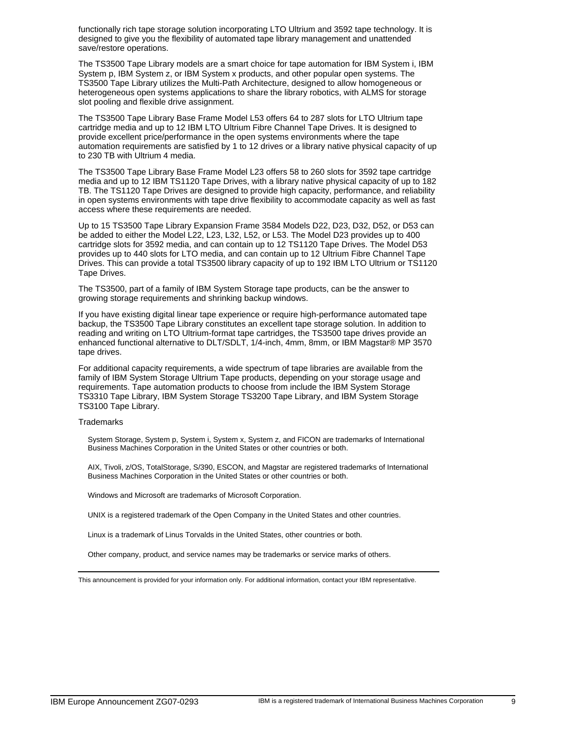functionally rich tape storage solution incorporating LTO Ultrium and 3592 tape technology. It is designed to give you the flexibility of automated tape library management and unattended save/restore operations.

The TS3500 Tape Library models are a smart choice for tape automation for IBM System i, IBM System p, IBM System z, or IBM System x products, and other popular open systems. The TS3500 Tape Library utilizes the Multi-Path Architecture, designed to allow homogeneous or heterogeneous open systems applications to share the library robotics, with ALMS for storage slot pooling and flexible drive assignment.

The TS3500 Tape Library Base Frame Model L53 offers 64 to 287 slots for LTO Ultrium tape cartridge media and up to 12 IBM LTO Ultrium Fibre Channel Tape Drives. It is designed to provide excellent price/performance in the open systems environments where the tape automation requirements are satisfied by 1 to 12 drives or a library native physical capacity of up to 230 TB with Ultrium 4 media.

The TS3500 Tape Library Base Frame Model L23 offers 58 to 260 slots for 3592 tape cartridge media and up to 12 IBM TS1120 Tape Drives, with a library native physical capacity of up to 182 TB. The TS1120 Tape Drives are designed to provide high capacity, performance, and reliability in open systems environments with tape drive flexibility to accommodate capacity as well as fast access where these requirements are needed.

Up to 15 TS3500 Tape Library Expansion Frame 3584 Models D22, D23, D32, D52, or D53 can be added to either the Model L22, L23, L32, L52, or L53. The Model D23 provides up to 400 cartridge slots for 3592 media, and can contain up to 12 TS1120 Tape Drives. The Model D53 provides up to 440 slots for LTO media, and can contain up to 12 Ultrium Fibre Channel Tape Drives. This can provide a total TS3500 library capacity of up to 192 IBM LTO Ultrium or TS1120 Tape Drives.

The TS3500, part of a family of IBM System Storage tape products, can be the answer to growing storage requirements and shrinking backup windows.

If you have existing digital linear tape experience or require high-performance automated tape backup, the TS3500 Tape Library constitutes an excellent tape storage solution. In addition to reading and writing on LTO Ultrium-format tape cartridges, the TS3500 tape drives provide an enhanced functional alternative to DLT/SDLT, 1/4-inch, 4mm, 8mm, or IBM Magstar® MP 3570 tape drives.

For additional capacity requirements, a wide spectrum of tape libraries are available from the family of IBM System Storage Ultrium Tape products, depending on your storage usage and requirements. Tape automation products to choose from include the IBM System Storage TS3310 Tape Library, IBM System Storage TS3200 Tape Library, and IBM System Storage TS3100 Tape Library.

Trademarks

System Storage, System p, System i, System x, System z, and FICON are trademarks of International Business Machines Corporation in the United States or other countries or both.

AIX, Tivoli, z/OS, TotalStorage, S/390, ESCON, and Magstar are registered trademarks of International Business Machines Corporation in the United States or other countries or both.

Windows and Microsoft are trademarks of Microsoft Corporation.

UNIX is a registered trademark of the Open Company in the United States and other countries.

Linux is a trademark of Linus Torvalds in the United States, other countries or both.

Other company, product, and service names may be trademarks or service marks of others.

---

This announcement is provided for your information only. For additional information, contact your IBM representative.